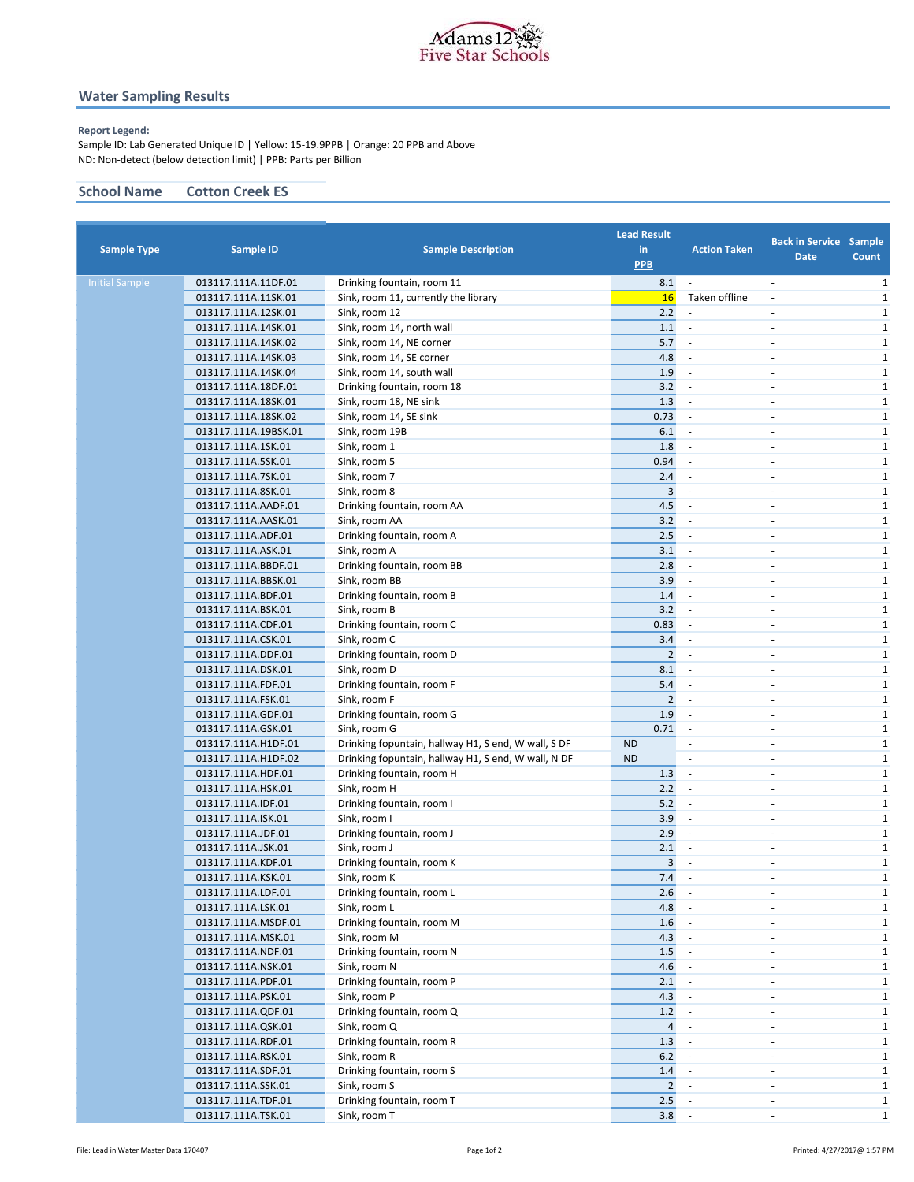Adams 12 Five Star Schools

## Water Sampling Results

**Report Legend:**
Sample ID: Lab Generated Unique ID | Yellow: 15-19.9PPB | Orange: 20 PPB and Above
ND: Non-detect (below detection limit) | PPB: Parts per Billion

**School Name** Cotton Creek ES

| Sample Type | Sample ID | Sample Description | Lead Result in PPB | Action Taken | Back in Service Date | Sample Count |
|---|---|---|---|---|---|---|
| Initial Sample | 013117.111A.11DF.01 | Drinking fountain, room 11 | 8.1 | - | - | 1 |
| | 013117.111A.11SK.01 | Sink, room 11, currently the library | 16 | Taken offline | - | 1 |
| | 013117.111A.12SK.01 | Sink, room 12 | 2.2 | - | - | 1 |
| | 013117.111A.14SK.01 | Sink, room 14, north wall | 1.1 | - | - | 1 |
| | 013117.111A.14SK.02 | Sink, room 14, NE corner | 5.7 | - | - | 1 |
| | 013117.111A.14SK.03 | Sink, room 14, SE corner | 4.8 | - | - | 1 |
| | 013117.111A.14SK.04 | Sink, room 14, south wall | 1.9 | - | - | 1 |
| | 013117.111A.18DF.01 | Drinking fountain, room 18 | 3.2 | - | - | 1 |
| | 013117.111A.18SK.01 | Sink, room 18, NE sink | 1.3 | - | - | 1 |
| | 013117.111A.18SK.02 | Sink, room 14, SE sink | 0.73 | - | - | 1 |
| | 013117.111A.19BSK.01 | Sink, room 19B | 6.1 | - | - | 1 |
| | 013117.111A.1SK.01 | Sink, room 1 | 1.8 | - | - | 1 |
| | 013117.111A.5SK.01 | Sink, room 5 | 0.94 | - | - | 1 |
| | 013117.111A.7SK.01 | Sink, room 7 | 2.4 | - | - | 1 |
| | 013117.111A.8SK.01 | Sink, room 8 | 3 | - | - | 1 |
| | 013117.111A.AADF.01 | Drinking fountain, room AA | 4.5 | - | - | 1 |
| | 013117.111A.AASK.01 | Sink, room AA | 3.2 | - | - | 1 |
| | 013117.111A.ADF.01 | Drinking fountain, room A | 2.5 | - | - | 1 |
| | 013117.111A.ASK.01 | Sink, room A | 3.1 | - | - | 1 |
| | 013117.111A.BBDF.01 | Drinking fountain, room BB | 2.8 | - | - | 1 |
| | 013117.111A.BBSK.01 | Sink, room BB | 3.9 | - | - | 1 |
| | 013117.111A.BDF.01 | Drinking fountain, room B | 1.4 | - | - | 1 |
| | 013117.111A.BSK.01 | Sink, room B | 3.2 | - | - | 1 |
| | 013117.111A.CDF.01 | Drinking fountain, room C | 0.83 | - | - | 1 |
| | 013117.111A.CSK.01 | Sink, room C | 3.4 | - | - | 1 |
| | 013117.111A.DDF.01 | Drinking fountain, room D | 2 | - | - | 1 |
| | 013117.111A.DSK.01 | Sink, room D | 8.1 | - | - | 1 |
| | 013117.111A.FDF.01 | Drinking fountain, room F | 5.4 | - | - | 1 |
| | 013117.111A.FSK.01 | Sink, room F | 2 | - | - | 1 |
| | 013117.111A.GDF.01 | Drinking fountain, room G | 1.9 | - | - | 1 |
| | 013117.111A.GSK.01 | Sink, room G | 0.71 | - | - | 1 |
| | 013117.111A.H1DF.01 | Drinking fopuntain, hallway H1, S end, W wall, S DF | ND | - | - | 1 |
| | 013117.111A.H1DF.02 | Drinking fopuntain, hallway H1, S end, W wall, N DF | ND | - | - | 1 |
| | 013117.111A.HDF.01 | Drinking fountain, room H | 1.3 | - | - | 1 |
| | 013117.111A.HSK.01 | Sink, room H | 2.2 | - | - | 1 |
| | 013117.111A.IDF.01 | Drinking fountain, room I | 5.2 | - | - | 1 |
| | 013117.111A.ISK.01 | Sink, room I | 3.9 | - | - | 1 |
| | 013117.111A.JDF.01 | Drinking fountain, room J | 2.9 | - | - | 1 |
| | 013117.111A.JSK.01 | Sink, room J | 2.1 | - | - | 1 |
| | 013117.111A.KDF.01 | Drinking fountain, room K | 3 | - | - | 1 |
| | 013117.111A.KSK.01 | Sink, room K | 7.4 | - | - | 1 |
| | 013117.111A.LDF.01 | Drinking fountain, room L | 2.6 | - | - | 1 |
| | 013117.111A.LSK.01 | Sink, room L | 4.8 | - | - | 1 |
| | 013117.111A.MSDF.01 | Drinking fountain, room M | 1.6 | - | - | 1 |
| | 013117.111A.MSK.01 | Sink, room M | 4.3 | - | - | 1 |
| | 013117.111A.NDF.01 | Drinking fountain, room N | 1.5 | - | - | 1 |
| | 013117.111A.NSK.01 | Sink, room N | 4.6 | - | - | 1 |
| | 013117.111A.PDF.01 | Drinking fountain, room P | 2.1 | - | - | 1 |
| | 013117.111A.PSK.01 | Sink, room P | 4.3 | - | - | 1 |
| | 013117.111A.QDF.01 | Drinking fountain, room Q | 1.2 | - | - | 1 |
| | 013117.111A.QSK.01 | Sink, room Q | 4 | - | - | 1 |
| | 013117.111A.RDF.01 | Drinking fountain, room R | 1.3 | - | - | 1 |
| | 013117.111A.RSK.01 | Sink, room R | 6.2 | - | - | 1 |
| | 013117.111A.SDF.01 | Drinking fountain, room S | 1.4 | - | - | 1 |
| | 013117.111A.SSK.01 | Sink, room S | 2 | - | - | 1 |
| | 013117.111A.TDF.01 | Drinking fountain, room T | 2.5 | - | - | 1 |
| | 013117.111A.TSK.01 | Sink, room T | 3.8 | - | - | 1 |

File: Lead in Water Master Data 170407 Printed: 4/27/2017@ 1:57 PM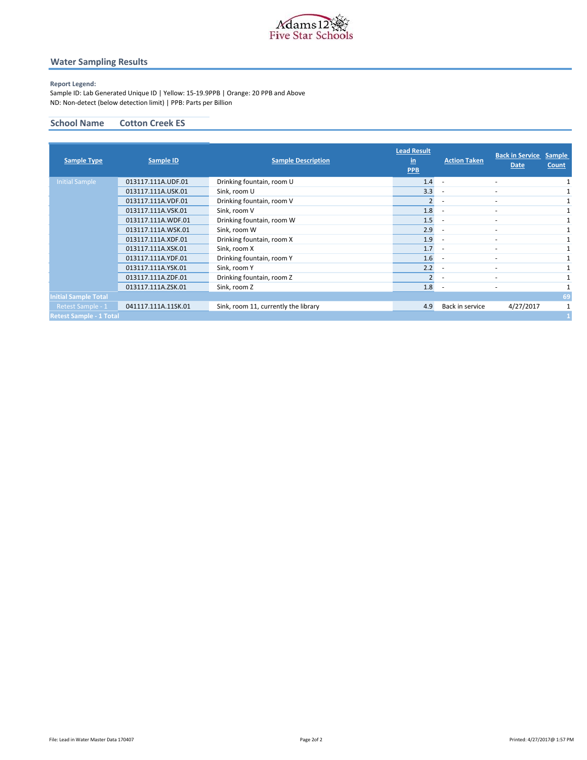Adams 12 Five Star Schools

## Water Sampling Results

**Report Legend:**
Sample ID: Lab Generated Unique ID | Yellow: 15-19.9PPB | Orange: 20 PPB and Above
ND: Non-detect (below detection limit) | PPB: Parts per Billion

**School Name** **Cotton Creek ES**

| Sample Type | Sample ID | Sample Description | Lead Result in PPB | Action Taken | Back in Service Date | Sample Count |
|---|---|---|---|---|---|---|
| Initial Sample | 013117.111A.UDF.01 | Drinking fountain, room U | 1.4 | - | - | 1 |
| | 013117.111A.USK.01 | Sink, room U | 3.3 | - | - | 1 |
| | 013117.111A.VDF.01 | Drinking fountain, room V | 2 | - | - | 1 |
| | 013117.111A.VSK.01 | Sink, room V | 1.8 | - | - | 1 |
| | 013117.111A.WDF.01 | Drinking fountain, room W | 1.5 | - | - | 1 |
| | 013117.111A.WSK.01 | Sink, room W | 2.9 | - | - | 1 |
| | 013117.111A.XDF.01 | Drinking fountain, room X | 1.9 | - | - | 1 |
| | 013117.111A.XSK.01 | Sink, room X | 1.7 | - | - | 1 |
| | 013117.111A.YDF.01 | Drinking fountain, room Y | 1.6 | - | - | 1 |
| | 013117.111A.YSK.01 | Sink, room Y | 2.2 | - | - | 1 |
| | 013117.111A.ZDF.01 | Drinking fountain, room Z | 2 | - | - | 1 |
| | 013117.111A.ZSK.01 | Sink, room Z | 1.8 | - | - | 1 |
| Initial Sample Total | | | | | | 69 |
| Retest Sample - 1 | 041117.111A.11SK.01 | Sink, room 11, currently the library | 4.9 | Back in service | 4/27/2017 | 1 |
| Retest Sample - 1 Total | | | | | | 1 |

File: Lead in Water Master Data 170407 | Printed: 4/27/2017@ 1:57 PM